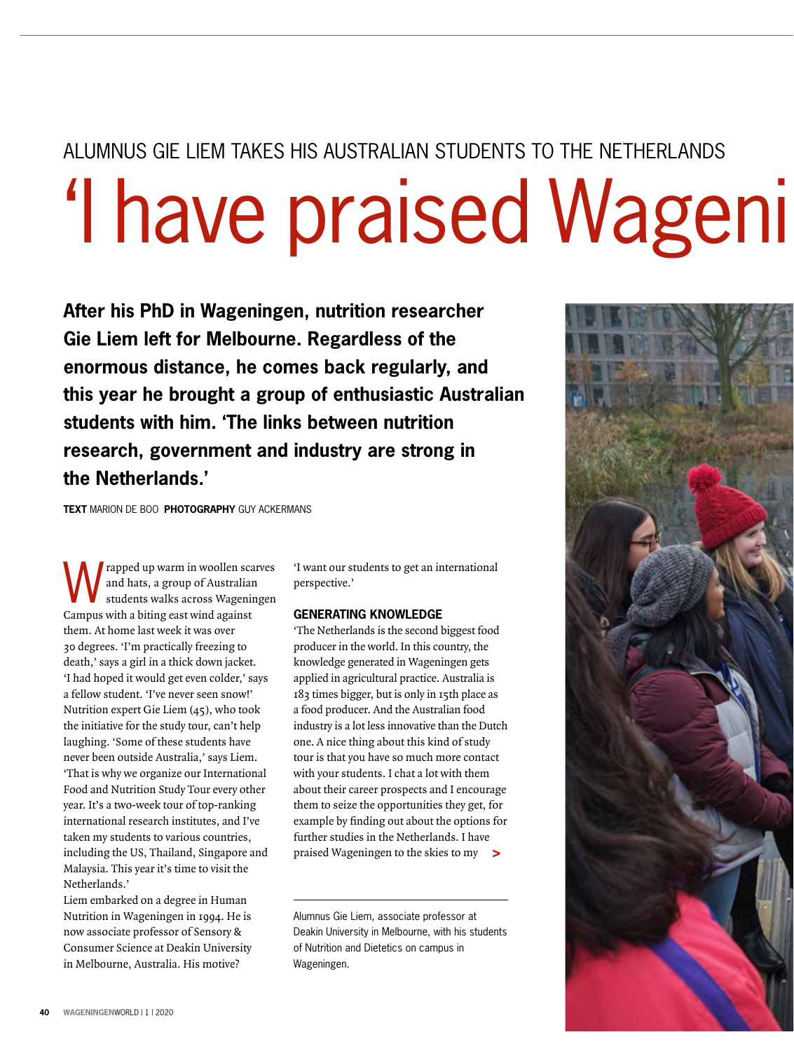ALUMNUS GIE LIEM TAKES HIS AUSTRALIAN STUDENTS TO THE NETHERLANDS

# 'I have praised Wageni

**After his PhD in Wageningen, nutrition researcher Gie Liem left for Melbourne. Regardless of the enormous distance, he comes back regularly, and this year he brought a group of enthusiastic Australian students with him. 'The links between nutrition research, government and industry are strong in the Netherlands.'**

**TEXT** MARION DE BOO **PHOTOGRAPHY** GUY ACKERMANS

Wrapped up warm in woollen scarves and hats, a group of Australian students walks across Wageningen Campus with a biting east wind against them. At home last week it was over 30 degrees. 'I'm practically freezing to death,' says a girl in a thick down jacket. 'I had hoped it would get even colder,' says a fellow student. 'I've never seen snow!' Nutrition expert Gie Liem (45), who took the initiative for the study tour, can't help laughing. 'Some of these students have never been outside Australia,' says Liem. 'That is why we organize our International Food and Nutrition Study Tour every other year. It's a two-week tour of top-ranking international research institutes, and I've taken my students to various countries, including the US, Thailand, Singapore and Malaysia. This year it's time to visit the Netherlands.'

Liem embarked on a degree in Human Nutrition in Wageningen in 1994. He is now associate professor of Sensory & Consumer Science at Deakin University in Melbourne, Australia. His motive? 'I want our students to get an international perspective.'

## GENERATING KNOWLEDGE

'The Netherlands is the second biggest food producer in the world. In this country, the knowledge generated in Wageningen gets applied in agricultural practice. Australia is 183 times bigger, but is only in 15th place as a food producer. And the Australian food industry is a lot less innovative than the Dutch one. A nice thing about this kind of study tour is that you have so much more contact with your students. I chat a lot with them about their career prospects and I encourage them to seize the opportunities they get, for example by finding out about the options for further studies in the Netherlands. I have praised Wageningen to the skies to my >

Alumnus Gie Liem, associate professor at Deakin University in Melbourne, with his students of Nutrition and Dietetics on campus in Wageningen.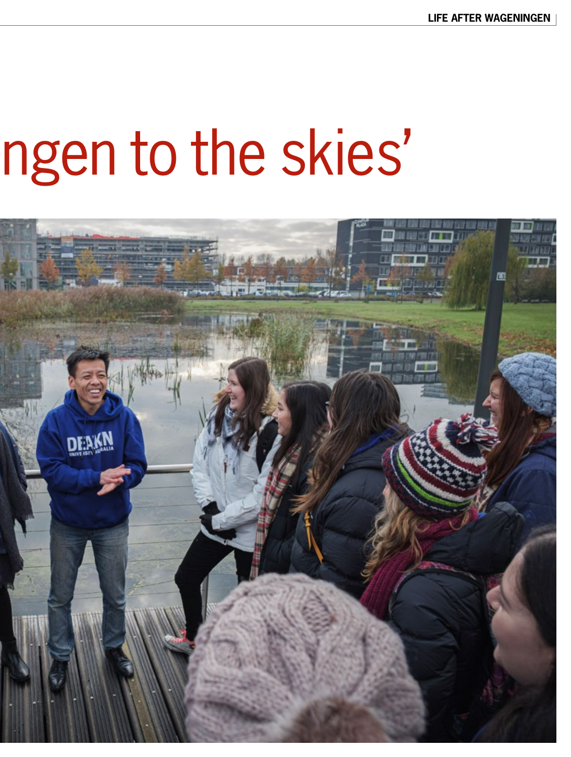# ngen to the skies'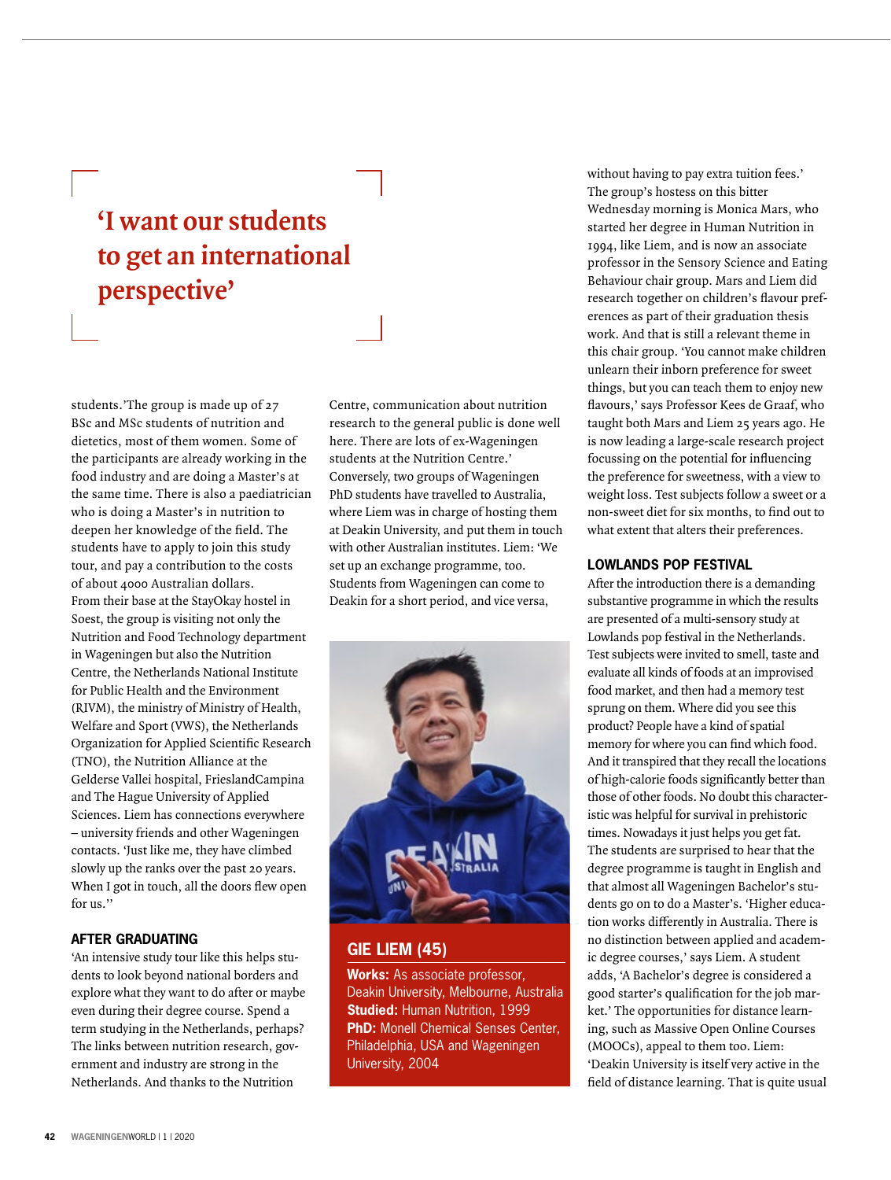## 'I want our students to get an international perspective'

students.'The group is made up of 27 BSc and MSc students of nutrition and dietetics, most of them women. Some of the participants are already working in the food industry and are doing a Master's at the same time. There is also a paediatrician who is doing a Master's in nutrition to deepen her knowledge of the field. The students have to apply to join this study tour, and pay a contribution to the costs of about 4000 Australian dollars.

From their base at the StayOkay hostel in Soest, the group is visiting not only the Nutrition and Food Technology department in Wageningen but also the Nutrition Centre, the Netherlands National Institute for Public Health and the Environment (RIVM), the ministry of Ministry of Health, Welfare and Sport (VWS), the Netherlands Organization for Applied Scientific Research (TNO), the Nutrition Alliance at the Gelderse Vallei hospital, FrieslandCampina and The Hague University of Applied Sciences. Liem has connections everywhere – university friends and other Wageningen contacts. 'Just like me, they have climbed slowly up the ranks over the past 20 years. When I got in touch, all the doors flew open for us.''

### AFTER GRADUATING

'An intensive study tour like this helps students to look beyond national borders and explore what they want to do after or maybe even during their degree course. Spend a term studying in the Netherlands, perhaps? The links between nutrition research, government and industry are strong in the Netherlands. And thanks to the Nutrition Centre, communication about nutrition research to the general public is done well here. There are lots of ex-Wageningen students at the Nutrition Centre.'

Conversely, two groups of Wageningen PhD students have travelled to Australia, where Liem was in charge of hosting them at Deakin University, and put them in touch with other Australian institutes. Liem: 'We set up an exchange programme, too. Students from Wageningen can come to Deakin for a short period, and vice versa, without having to pay extra tuition fees.'

**GIE LIEM (45)**

**Works:** As associate professor, Deakin University, Melbourne, Australia
**Studied:** Human Nutrition, 1999
**PhD:** Monell Chemical Senses Center, Philadelphia, USA and Wageningen University, 2004

The group's hostess on this bitter Wednesday morning is Monica Mars, who started her degree in Human Nutrition in 1994, like Liem, and is now an associate professor in the Sensory Science and Eating Behaviour chair group. Mars and Liem did research together on children's flavour preferences as part of their graduation thesis work. And that is still a relevant theme in this chair group. 'You cannot make children unlearn their inborn preference for sweet things, but you can teach them to enjoy new flavours,' says Professor Kees de Graaf, who taught both Mars and Liem 25 years ago. He is now leading a large-scale research project focussing on the potential for influencing the preference for sweetness, with a view to weight loss. Test subjects follow a sweet or a non-sweet diet for six months, to find out to what extent that alters their preferences.

### LOWLANDS POP FESTIVAL

After the introduction there is a demanding substantive programme in which the results are presented of a multi-sensory study at Lowlands pop festival in the Netherlands. Test subjects were invited to smell, taste and evaluate all kinds of foods at an improvised food market, and then had a memory test sprung on them. Where did you see this product? People have a kind of spatial memory for where you can find which food. And it transpired that they recall the locations of high-calorie foods significantly better than those of other foods. No doubt this characteristic was helpful for survival in prehistoric times. Nowadays it just helps you get fat.

The students are surprised to hear that the degree programme is taught in English and that almost all Wageningen Bachelor's students go on to do a Master's. 'Higher education works differently in Australia. There is no distinction between applied and academic degree courses,' says Liem. A student adds, 'A Bachelor's degree is considered a good starter's qualification for the job market.' The opportunities for distance learning, such as Massive Open Online Courses (MOOCs), appeal to them too. Liem: 'Deakin University is itself very active in the field of distance learning. That is quite usual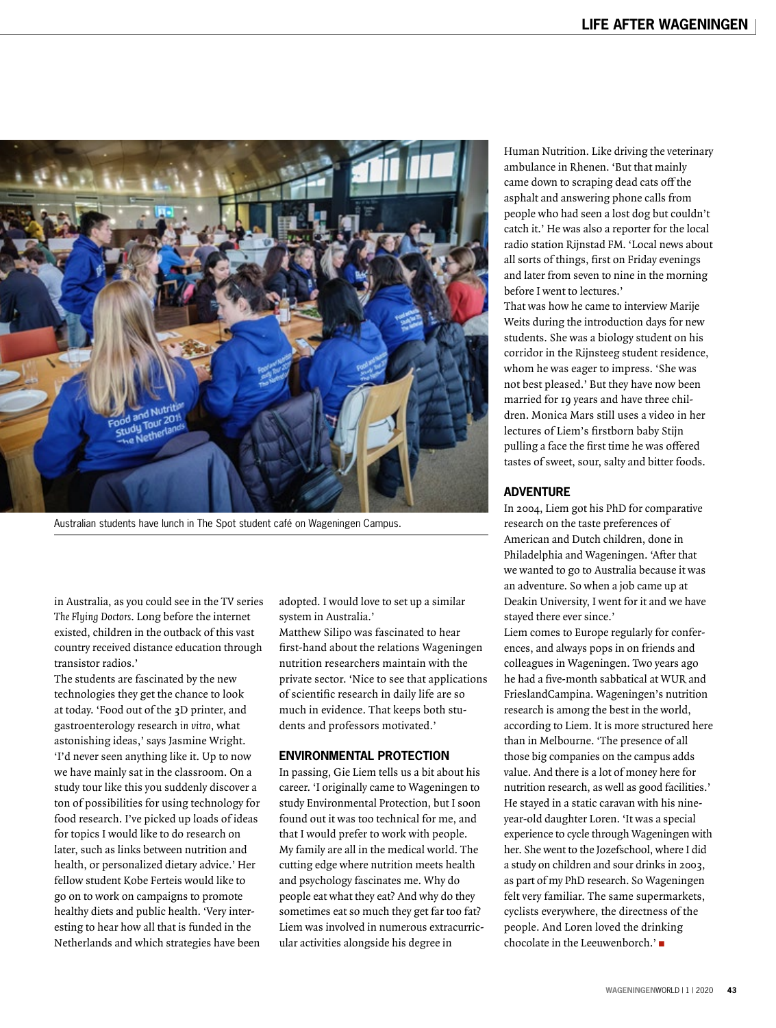Australian students have lunch in The Spot student café on Wageningen Campus.

in Australia, as you could see in the TV series *The Flying Doctors*. Long before the internet existed, children in the outback of this vast country received distance education through transistor radios.'

The students are fascinated by the new technologies they get the chance to look at today. 'Food out of the 3D printer, and gastroenterology research *in vitro*, what astonishing ideas,' says Jasmine Wright. 'I'd never seen anything like it. Up to now we have mainly sat in the classroom. On a study tour like this you suddenly discover a ton of possibilities for using technology for food research. I've picked up loads of ideas for topics I would like to do research on later, such as links between nutrition and health, or personalized dietary advice.' Her fellow student Kobe Ferteis would like to go on to work on campaigns to promote healthy diets and public health. 'Very interesting to hear how all that is funded in the Netherlands and which strategies have been adopted. I would love to set up a similar system in Australia.'

Matthew Silipo was fascinated to hear first-hand about the relations Wageningen nutrition researchers maintain with the private sector. 'Nice to see that applications of scientific research in daily life are so much in evidence. That keeps both students and professors motivated.'

## ENVIRONMENTAL PROTECTION

In passing, Gie Liem tells us a bit about his career. 'I originally came to Wageningen to study Environmental Protection, but I soon found out it was too technical for me, and that I would prefer to work with people. My family are all in the medical world. The cutting edge where nutrition meets health and psychology fascinates me. Why do people eat what they eat? And why do they sometimes eat so much they get far too fat? Liem was involved in numerous extracurricular activities alongside his degree in Human Nutrition. Like driving the veterinary ambulance in Rhenen. 'But that mainly came down to scraping dead cats off the asphalt and answering phone calls from people who had seen a lost dog but couldn't catch it.' He was also a reporter for the local radio station Rijnstad FM. 'Local news about all sorts of things, first on Friday evenings and later from seven to nine in the morning before I went to lectures.'

That was how he came to interview Marije Weits during the introduction days for new students. She was a biology student on his corridor in the Rijnsteeg student residence, whom he was eager to impress. 'She was not best pleased.' But they have now been married for 19 years and have three children. Monica Mars still uses a video in her lectures of Liem's firstborn baby Stijn pulling a face the first time he was offered tastes of sweet, sour, salty and bitter foods.

## ADVENTURE

In 2004, Liem got his PhD for comparative research on the taste preferences of American and Dutch children, done in Philadelphia and Wageningen. 'After that we wanted to go to Australia because it was an adventure. So when a job came up at Deakin University, I went for it and we have stayed there ever since.'

Liem comes to Europe regularly for conferences, and always pops in on friends and colleagues in Wageningen. Two years ago he had a five-month sabbatical at WUR and FrieslandCampina. Wageningen's nutrition research is among the best in the world, according to Liem. It is more structured here than in Melbourne. 'The presence of all those big companies on the campus adds value. And there is a lot of money here for nutrition research, as well as good facilities.' He stayed in a static caravan with his nine-year-old daughter Loren. 'It was a special experience to cycle through Wageningen with her. She went to the Jozefschool, where I did a study on children and sour drinks in 2003, as part of my PhD research. So Wageningen felt very familiar. The same supermarkets, cyclists everywhere, the directness of the people. And Loren loved the drinking chocolate in the Leeuwenborch.' ■